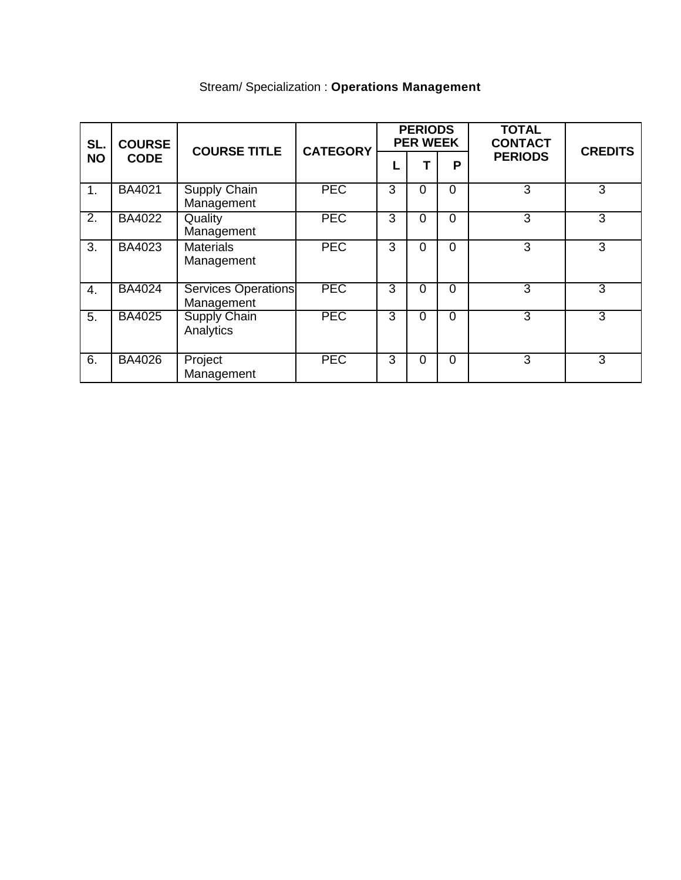Stream/ Specialization : **Operations Management**

| SL. NO | COURSE CODE | COURSE TITLE | CATEGORY | PERIODS PER WEEK | | | TOTAL CONTACT PERIODS | CREDITS |
|---|---|---|---|---|---|---|---|---|
| | | | | L | T | P | | |
| 1. | BA4021 | Supply Chain Management | PEC | 3 | 0 | 0 | 3 | 3 |
| 2. | BA4022 | Quality Management | PEC | 3 | 0 | 0 | 3 | 3 |
| 3. | BA4023 | Materials Management | PEC | 3 | 0 | 0 | 3 | 3 |
| 4. | BA4024 | Services Operations Management | PEC | 3 | 0 | 0 | 3 | 3 |
| 5. | BA4025 | Supply Chain Analytics | PEC | 3 | 0 | 0 | 3 | 3 |
| 6. | BA4026 | Project Management | PEC | 3 | 0 | 0 | 3 | 3 |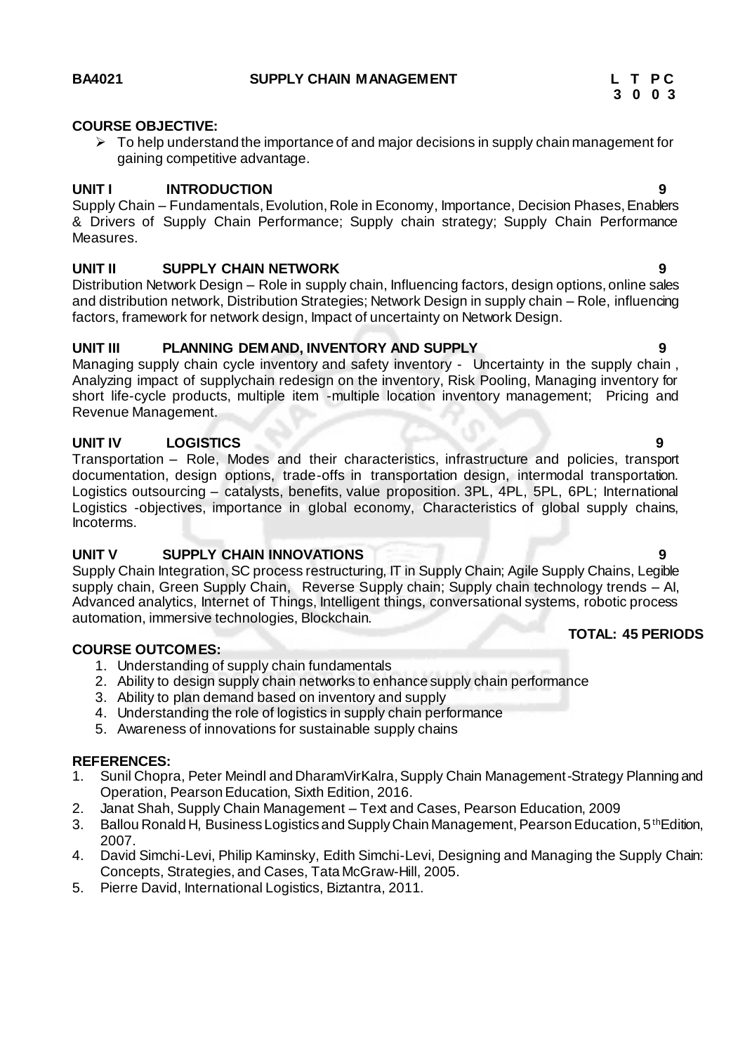**BA4021 SUPPLY CHAIN MANAGEMENT**

| L | T | P | C |
|---|---|---|---|
| 3 | 0 | 0 | 3 |

**COURSE OBJECTIVE:**

- To help understand the importance of and major decisions in supply chain management for gaining competitive advantage.

**UNIT I INTRODUCTION** **9**

Supply Chain – Fundamentals, Evolution, Role in Economy, Importance, Decision Phases, Enablers & Drivers of Supply Chain Performance; Supply chain strategy; Supply Chain Performance Measures.

**UNIT II SUPPLY CHAIN NETWORK** **9**

Distribution Network Design – Role in supply chain, Influencing factors, design options, online sales and distribution network, Distribution Strategies; Network Design in supply chain – Role, influencing factors, framework for network design, Impact of uncertainty on Network Design.

**UNIT III PLANNING DEMAND, INVENTORY AND SUPPLY** **9**

Managing supply chain cycle inventory and safety inventory - Uncertainty in the supply chain , Analyzing impact of supplychain redesign on the inventory, Risk Pooling, Managing inventory for short life-cycle products, multiple item -multiple location inventory management; Pricing and Revenue Management.

**UNIT IV LOGISTICS** **9**

Transportation – Role, Modes and their characteristics, infrastructure and policies, transport documentation, design options, trade-offs in transportation design, intermodal transportation. Logistics outsourcing – catalysts, benefits, value proposition. 3PL, 4PL, 5PL, 6PL; International Logistics -objectives, importance in global economy, Characteristics of global supply chains, Incoterms.

**UNIT V SUPPLY CHAIN INNOVATIONS** **9**

Supply Chain Integration, SC process restructuring, IT in Supply Chain; Agile Supply Chains, Legible supply chain, Green Supply Chain, Reverse Supply chain; Supply chain technology trends – AI, Advanced analytics, Internet of Things, Intelligent things, conversational systems, robotic process automation, immersive technologies, Blockchain.

**TOTAL: 45 PERIODS**

**COURSE OUTCOMES:**

1. Understanding of supply chain fundamentals
2. Ability to design supply chain networks to enhance supply chain performance
3. Ability to plan demand based on inventory and supply
4. Understanding the role of logistics in supply chain performance
5. Awareness of innovations for sustainable supply chains

**REFERENCES:**

1. Sunil Chopra, Peter Meindl and DharamVirKalra, Supply Chain Management-Strategy Planning and Operation, Pearson Education, Sixth Edition, 2016.
2. Janat Shah, Supply Chain Management – Text and Cases, Pearson Education, 2009
3. Ballou Ronald H, Business Logistics and Supply Chain Management, Pearson Education, 5thEdition, 2007.
4. David Simchi-Levi, Philip Kaminsky, Edith Simchi-Levi, Designing and Managing the Supply Chain: Concepts, Strategies, and Cases, Tata McGraw-Hill, 2005.
5. Pierre David, International Logistics, Biztantra, 2011.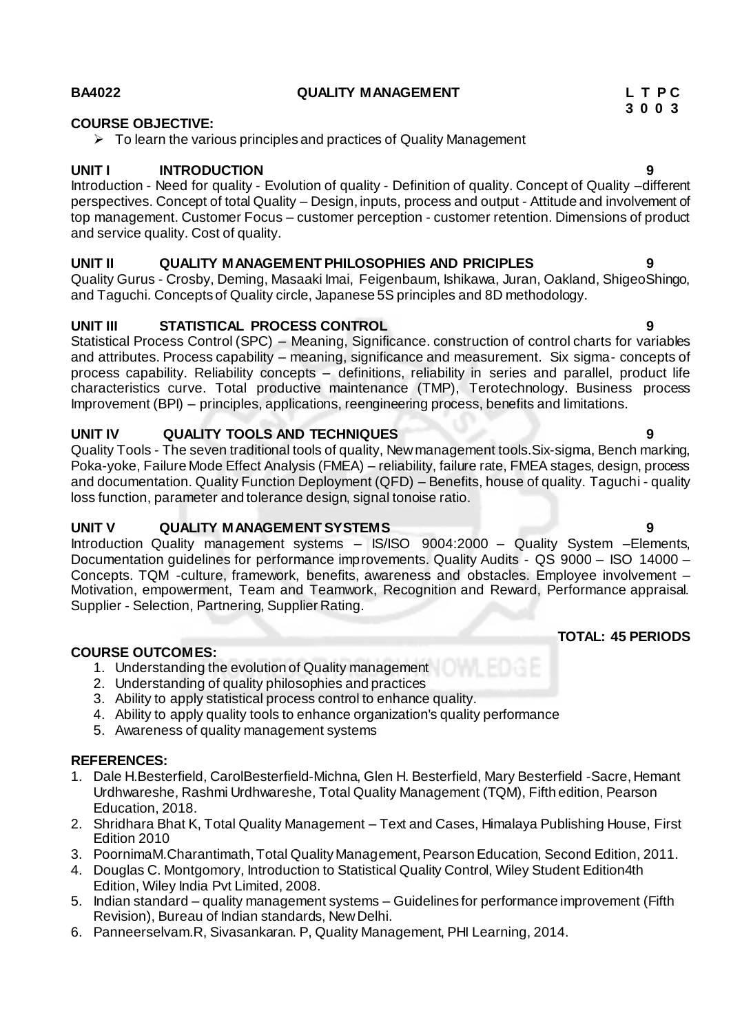**BA4022 QUALITY MANAGEMENT**

| L | T | P | C |
|---|---|---|---|
| 3 | 0 | 0 | 3 |

**COURSE OBJECTIVE:**

- To learn the various principles and practices of Quality Management

**UNIT I INTRODUCTION 9**

Introduction - Need for quality - Evolution of quality - Definition of quality. Concept of Quality –different perspectives. Concept of total Quality – Design, inputs, process and output - Attitude and involvement of top management. Customer Focus – customer perception - customer retention. Dimensions of product and service quality. Cost of quality.

**UNIT II QUALITY MANAGEMENT PHILOSOPHIES AND PRICIPLES 9**

Quality Gurus - Crosby, Deming, Masaaki Imai, Feigenbaum, Ishikawa, Juran, Oakland, ShigeoShingo, and Taguchi. Concepts of Quality circle, Japanese 5S principles and 8D methodology.

**UNIT III STATISTICAL PROCESS CONTROL 9**

Statistical Process Control (SPC) – Meaning, Significance. construction of control charts for variables and attributes. Process capability – meaning, significance and measurement. Six sigma- concepts of process capability. Reliability concepts – definitions, reliability in series and parallel, product life characteristics curve. Total productive maintenance (TMP), Terotechnology. Business process Improvement (BPI) – principles, applications, reengineering process, benefits and limitations.

**UNIT IV QUALITY TOOLS AND TECHNIQUES 9**

Quality Tools - The seven traditional tools of quality, New management tools.Six-sigma, Bench marking, Poka-yoke, Failure Mode Effect Analysis (FMEA) – reliability, failure rate, FMEA stages, design, process and documentation. Quality Function Deployment (QFD) – Benefits, house of quality. Taguchi - quality loss function, parameter and tolerance design, signal tonoise ratio.

**UNIT V QUALITY MANAGEMENT SYSTEMS 9**

Introduction Quality management systems – IS/ISO 9004:2000 – Quality System –Elements, Documentation guidelines for performance improvements. Quality Audits - QS 9000 – ISO 14000 – Concepts. TQM -culture, framework, benefits, awareness and obstacles. Employee involvement – Motivation, empowerment, Team and Teamwork, Recognition and Reward, Performance appraisal. Supplier - Selection, Partnering, Supplier Rating.

**TOTAL: 45 PERIODS**

**COURSE OUTCOMES:**

1. Understanding the evolution of Quality management
2. Understanding of quality philosophies and practices
3. Ability to apply statistical process control to enhance quality.
4. Ability to apply quality tools to enhance organization's quality performance
5. Awareness of quality management systems

**REFERENCES:**

1. Dale H.Besterfield, CarolBesterfield-Michna, Glen H. Besterfield, Mary Besterfield -Sacre, Hemant Urdhwareshe, Rashmi Urdhwareshe, Total Quality Management (TQM), Fifth edition, Pearson Education, 2018.
2. Shridhara Bhat K, Total Quality Management – Text and Cases, Himalaya Publishing House, First Edition 2010
3. PoornimaM.Charantimath, Total Quality Management, Pearson Education, Second Edition, 2011.
4. Douglas C. Montgomory, Introduction to Statistical Quality Control, Wiley Student Edition4th Edition, Wiley India Pvt Limited, 2008.
5. Indian standard – quality management systems – Guidelines for performance improvement (Fifth Revision), Bureau of Indian standards, New Delhi.
6. Panneerselvam.R, Sivasankaran. P, Quality Management, PHI Learning, 2014.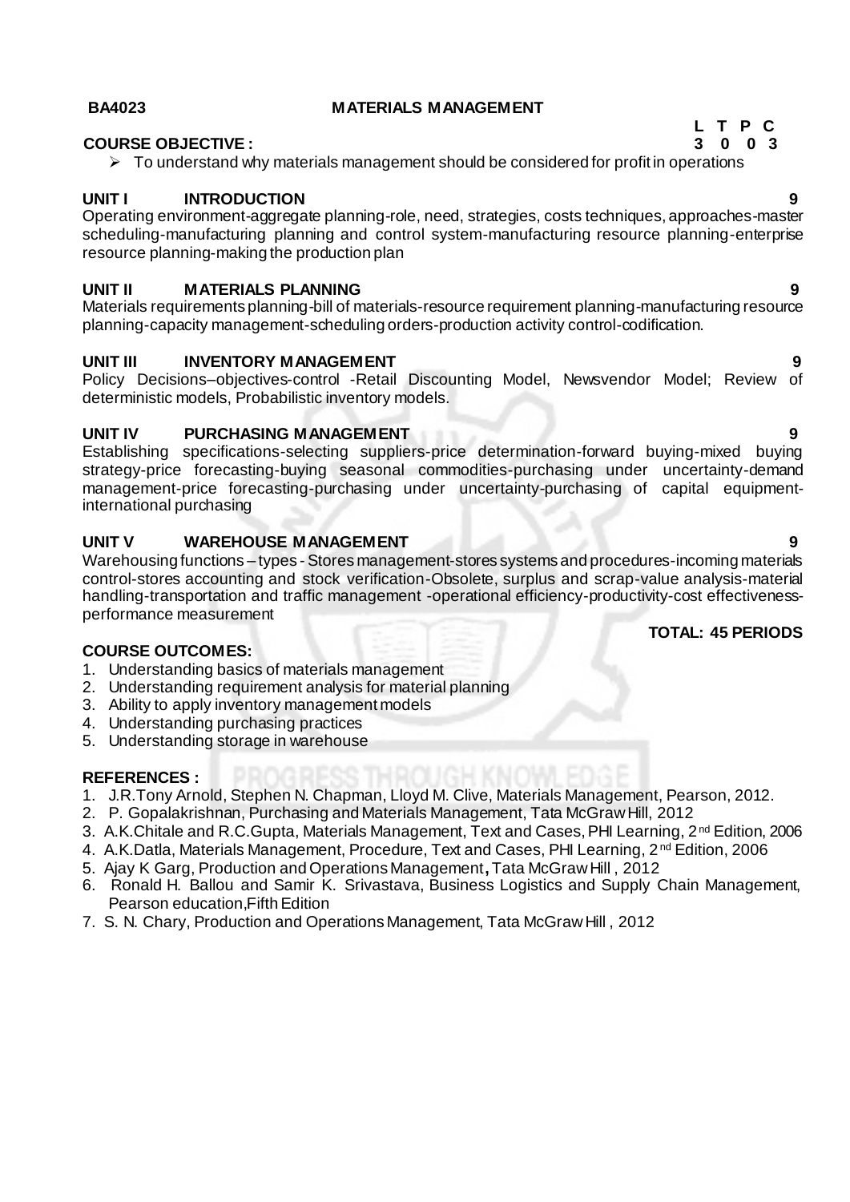**BA4023** **MATERIALS MANAGEMENT**

| L | T | P | C |
|---|---|---|---|
| 3 | 0 | 0 | 3 |

**COURSE OBJECTIVE :**

- To understand why materials management should be considered for profit in operations

**UNIT I INTRODUCTION** **9**

Operating environment-aggregate planning-role, need, strategies, costs techniques, approaches-master scheduling-manufacturing planning and control system-manufacturing resource planning-enterprise resource planning-making the production plan

**UNIT II MATERIALS PLANNING** **9**

Materials requirements planning-bill of materials-resource requirement planning-manufacturing resource planning-capacity management-scheduling orders-production activity control-codification.

**UNIT III INVENTORY MANAGEMENT** **9**

Policy Decisions–objectives-control -Retail Discounting Model, Newsvendor Model; Review of deterministic models, Probabilistic inventory models.

**UNIT IV PURCHASING MANAGEMENT** **9**

Establishing specifications-selecting suppliers-price determination-forward buying-mixed buying strategy-price forecasting-buying seasonal commodities-purchasing under uncertainty-demand management-price forecasting-purchasing under uncertainty-purchasing of capital equipment-international purchasing

**UNIT V WAREHOUSE MANAGEMENT** **9**

Warehousing functions – types - Stores management-stores systems and procedures-incoming materials control-stores accounting and stock verification-Obsolete, surplus and scrap-value analysis-material handling-transportation and traffic management -operational efficiency-productivity-cost effectiveness-performance measurement

**TOTAL: 45 PERIODS**

**COURSE OUTCOMES:**

1. Understanding basics of materials management
2. Understanding requirement analysis for material planning
3. Ability to apply inventory management models
4. Understanding purchasing practices
5. Understanding storage in warehouse

**REFERENCES :**

1. J.R.Tony Arnold, Stephen N. Chapman, Lloyd M. Clive, Materials Management, Pearson, 2012.
2. P. Gopalakrishnan, Purchasing and Materials Management, Tata McGraw Hill, 2012
3. A.K.Chitale and R.C.Gupta, Materials Management, Text and Cases, PHI Learning, 2nd Edition, 2006
4. A.K.Datla, Materials Management, Procedure, Text and Cases, PHI Learning, 2nd Edition, 2006
5. Ajay K Garg, Production and Operations Management**,** Tata McGraw Hill , 2012
6. Ronald H. Ballou and Samir K. Srivastava, Business Logistics and Supply Chain Management, Pearson education,Fifth Edition
7. S. N. Chary, Production and Operations Management, Tata McGraw Hill , 2012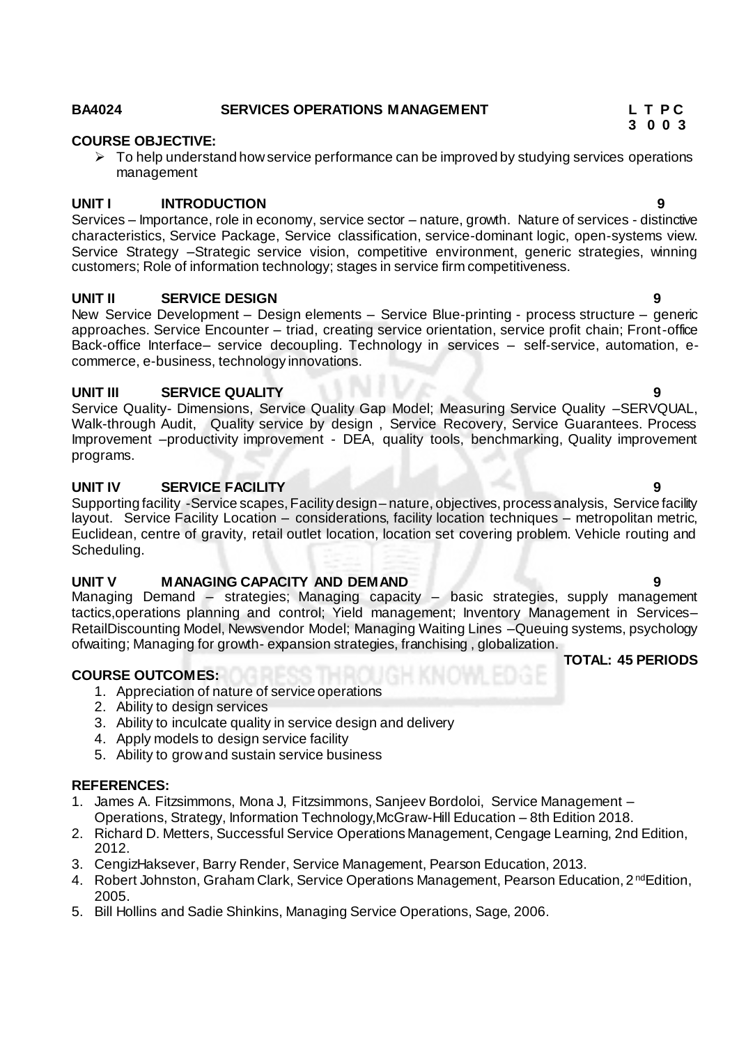**BA4024 SERVICES OPERATIONS MANAGEMENT**

| L | T | P | C |
| --- | --- | --- | --- |
| 3 | 0 | 0 | 3 |

**COURSE OBJECTIVE:**

- To help understand how service performance can be improved by studying services operations management

**UNIT I INTRODUCTION 9**

Services – Importance, role in economy, service sector – nature, growth. Nature of services - distinctive characteristics, Service Package, Service classification, service-dominant logic, open-systems view. Service Strategy –Strategic service vision, competitive environment, generic strategies, winning customers; Role of information technology; stages in service firm competitiveness.

**UNIT II SERVICE DESIGN 9**

New Service Development – Design elements – Service Blue-printing - process structure – generic approaches. Service Encounter – triad, creating service orientation, service profit chain; Front-office Back-office Interface– service decoupling. Technology in services – self-service, automation, e-commerce, e-business, technology innovations.

**UNIT III SERVICE QUALITY 9**

Service Quality- Dimensions, Service Quality Gap Model; Measuring Service Quality –SERVQUAL, Walk-through Audit, Quality service by design , Service Recovery, Service Guarantees. Process Improvement –productivity improvement - DEA, quality tools, benchmarking, Quality improvement programs.

**UNIT IV SERVICE FACILITY 9**

Supporting facility -Service scapes, Facility design – nature, objectives, process analysis, Service facility layout. Service Facility Location – considerations, facility location techniques – metropolitan metric, Euclidean, centre of gravity, retail outlet location, location set covering problem. Vehicle routing and Scheduling.

**UNIT V MANAGING CAPACITY AND DEMAND 9**

Managing Demand – strategies; Managing capacity – basic strategies, supply management tactics,operations planning and control; Yield management; Inventory Management in Services– RetailDiscounting Model, Newsvendor Model; Managing Waiting Lines –Queuing systems, psychology ofwaiting; Managing for growth- expansion strategies, franchising , globalization.

**TOTAL: 45 PERIODS**

**COURSE OUTCOMES:**

1. Appreciation of nature of service operations
2. Ability to design services
3. Ability to inculcate quality in service design and delivery
4. Apply models to design service facility
5. Ability to grow and sustain service business

**REFERENCES:**

1. James A. Fitzsimmons, Mona J, Fitzsimmons, Sanjeev Bordoloi, Service Management – Operations, Strategy, Information Technology,McGraw-Hill Education – 8th Edition 2018.
2. Richard D. Metters, Successful Service Operations Management, Cengage Learning, 2nd Edition, 2012.
3. CengizHaksever, Barry Render, Service Management, Pearson Education, 2013.
4. Robert Johnston, Graham Clark, Service Operations Management, Pearson Education, 2ndEdition, 2005.
5. Bill Hollins and Sadie Shinkins, Managing Service Operations, Sage, 2006.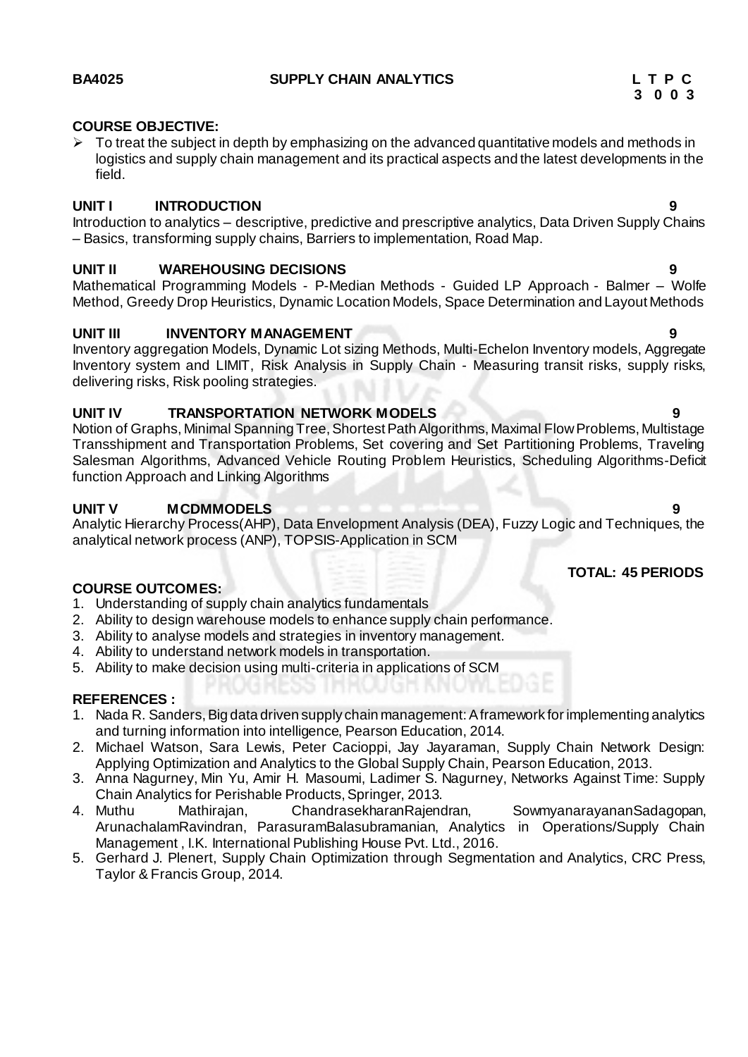**BA4025 SUPPLY CHAIN ANALYTICS**

| L | T | P | C |
|---|---|---|---|
| 3 | 0 | 0 | 3 |

**COURSE OBJECTIVE:**

- To treat the subject in depth by emphasizing on the advanced quantitative models and methods in logistics and supply chain management and its practical aspects and the latest developments in the field.

**UNIT I INTRODUCTION 9**

Introduction to analytics – descriptive, predictive and prescriptive analytics, Data Driven Supply Chains – Basics, transforming supply chains, Barriers to implementation, Road Map.

**UNIT II WAREHOUSING DECISIONS 9**

Mathematical Programming Models - P-Median Methods - Guided LP Approach - Balmer – Wolfe Method, Greedy Drop Heuristics, Dynamic Location Models, Space Determination and Layout Methods

**UNIT III INVENTORY MANAGEMENT 9**

Inventory aggregation Models, Dynamic Lot sizing Methods, Multi-Echelon Inventory models, Aggregate Inventory system and LIMIT, Risk Analysis in Supply Chain - Measuring transit risks, supply risks, delivering risks, Risk pooling strategies.

**UNIT IV TRANSPORTATION NETWORK MODELS 9**

Notion of Graphs, Minimal Spanning Tree, Shortest Path Algorithms, Maximal Flow Problems, Multistage Transshipment and Transportation Problems, Set covering and Set Partitioning Problems, Traveling Salesman Algorithms, Advanced Vehicle Routing Problem Heuristics, Scheduling Algorithms-Deficit function Approach and Linking Algorithms

**UNIT V MCDMMODELS 9**

Analytic Hierarchy Process(AHP), Data Envelopment Analysis (DEA), Fuzzy Logic and Techniques, the analytical network process (ANP), TOPSIS-Application in SCM

**TOTAL: 45 PERIODS**

**COURSE OUTCOMES:**

1. Understanding of supply chain analytics fundamentals
2. Ability to design warehouse models to enhance supply chain performance.
3. Ability to analyse models and strategies in inventory management.
4. Ability to understand network models in transportation.
5. Ability to make decision using multi-criteria in applications of SCM

**REFERENCES :**

1. Nada R. Sanders, Big data driven supply chain management: A framework for implementing analytics and turning information into intelligence, Pearson Education, 2014.
2. Michael Watson, Sara Lewis, Peter Cacioppi, Jay Jayaraman, Supply Chain Network Design: Applying Optimization and Analytics to the Global Supply Chain, Pearson Education, 2013.
3. Anna Nagurney, Min Yu, Amir H. Masoumi, Ladimer S. Nagurney, Networks Against Time: Supply Chain Analytics for Perishable Products, Springer, 2013.
4. Muthu Mathirajan, ChandrasekharanRajendran, SowmyanarayananSadagopan, ArunachalamRavindran, ParasuramBalasubramanian, Analytics in Operations/Supply Chain Management , I.K. International Publishing House Pvt. Ltd., 2016.
5. Gerhard J. Plenert, Supply Chain Optimization through Segmentation and Analytics, CRC Press, Taylor & Francis Group, 2014.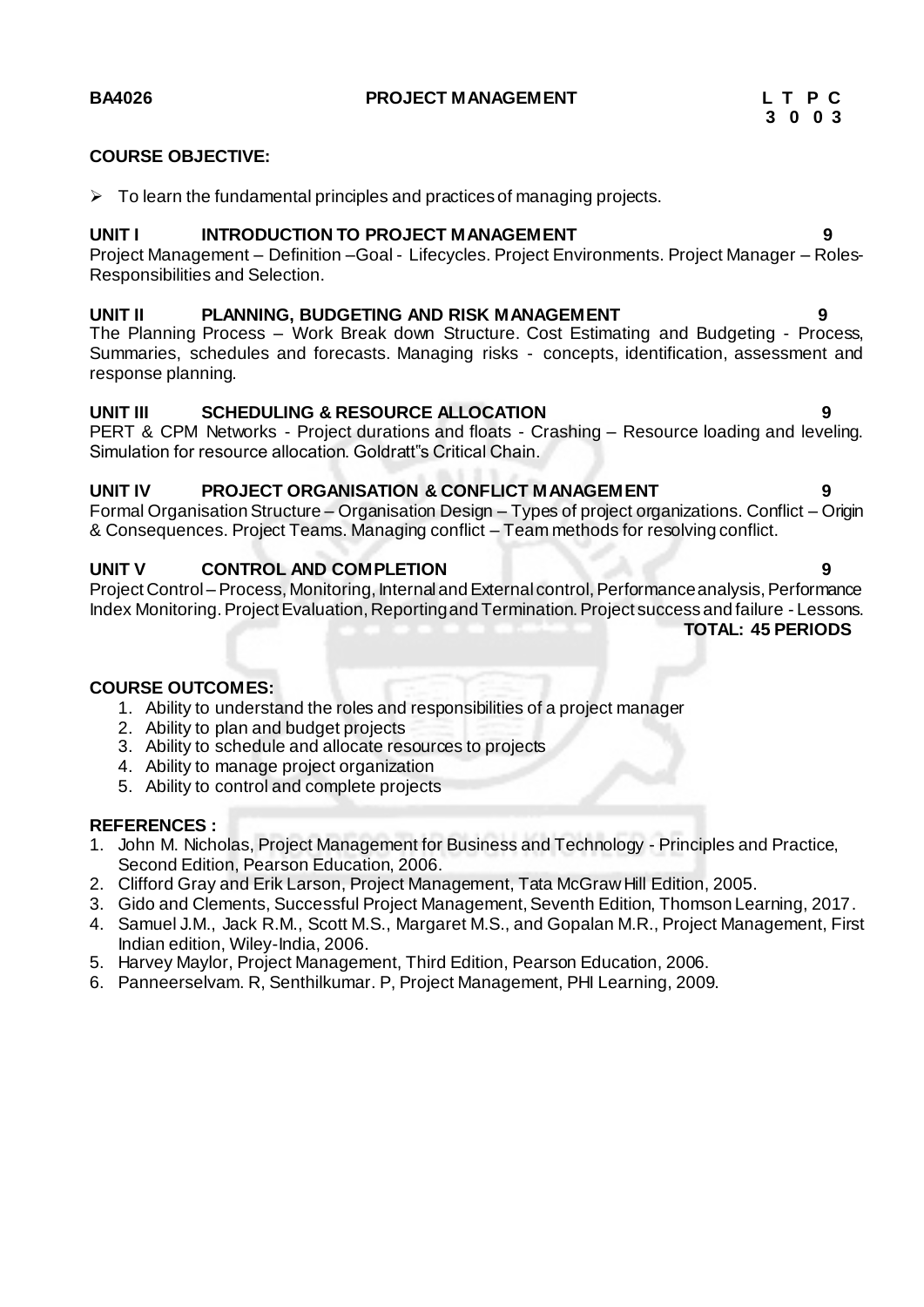**BA4026** **PROJECT MANAGEMENT** **L T P C**
**3 0 0 3**

**COURSE OBJECTIVE:**

- To learn the fundamental principles and practices of managing projects.

**UNIT I INTRODUCTION TO PROJECT MANAGEMENT 9**

Project Management – Definition –Goal - Lifecycles. Project Environments. Project Manager – Roles-Responsibilities and Selection.

**UNIT II PLANNING, BUDGETING AND RISK MANAGEMENT 9**

The Planning Process – Work Break down Structure. Cost Estimating and Budgeting - Process, Summaries, schedules and forecasts. Managing risks - concepts, identification, assessment and response planning.

**UNIT III SCHEDULING & RESOURCE ALLOCATION 9**

PERT & CPM Networks - Project durations and floats - Crashing – Resource loading and leveling. Simulation for resource allocation. Goldratt"s Critical Chain.

**UNIT IV PROJECT ORGANISATION & CONFLICT MANAGEMENT 9**

Formal Organisation Structure – Organisation Design – Types of project organizations. Conflict – Origin & Consequences. Project Teams. Managing conflict – Team methods for resolving conflict.

**UNIT V CONTROL AND COMPLETION 9**

Project Control – Process, Monitoring, Internal and External control, Performance analysis, Performance Index Monitoring. Project Evaluation, Reporting and Termination. Project success and failure - Lessons.

**TOTAL: 45 PERIODS**

**COURSE OUTCOMES:**

1. Ability to understand the roles and responsibilities of a project manager
2. Ability to plan and budget projects
3. Ability to schedule and allocate resources to projects
4. Ability to manage project organization
5. Ability to control and complete projects

**REFERENCES :**

1. John M. Nicholas, Project Management for Business and Technology - Principles and Practice, Second Edition, Pearson Education, 2006.
2. Clifford Gray and Erik Larson, Project Management, Tata McGraw Hill Edition, 2005.
3. Gido and Clements, Successful Project Management, Seventh Edition, Thomson Learning, 2017.
4. Samuel J.M., Jack R.M., Scott M.S., Margaret M.S., and Gopalan M.R., Project Management, First Indian edition, Wiley-India, 2006.
5. Harvey Maylor, Project Management, Third Edition, Pearson Education, 2006.
6. Panneerselvam. R, Senthilkumar. P, Project Management, PHI Learning, 2009.